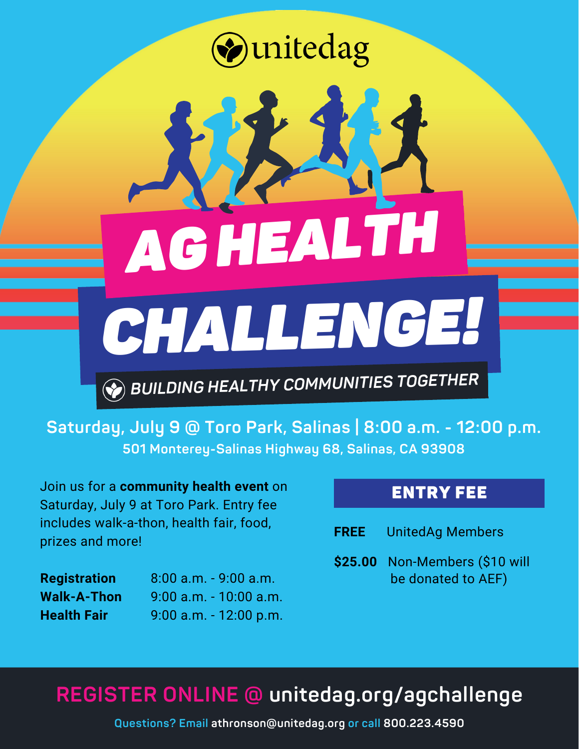unitedag

# AG HEALTH CHALLENGE!

**BUILDING HEALTHY COMMUNITIES TOGETHER**

**Saturday, July 9 @ Toro Park, Salinas | 8:00 a.m. - 12:00 p.m.**

**501 Monterey-Salinas Highway 68, Salinas, CA 93908**

Join us for a **community health event** on Saturday, July 9 at Toro Park. Entry fee includes walk-a-thon, health fair, food, prizes and more!

| | |
|---|---|
| **Registration** | 8:00 a.m. - 9:00 a.m. |
| **Walk-A-Thon** | 9:00 a.m. - 10:00 a.m. |
| **Health Fair** | 9:00 a.m. - 12:00 p.m. |

## ENTRY FEE

| | |
|---|---|
| **FREE** | UnitedAg Members |
| **$25.00** | Non-Members ($10 will be donated to AEF) |

## REGISTER ONLINE @ unitedag.org/agchallenge

Questions? Email athronson@unitedag.org or call 800.223.4590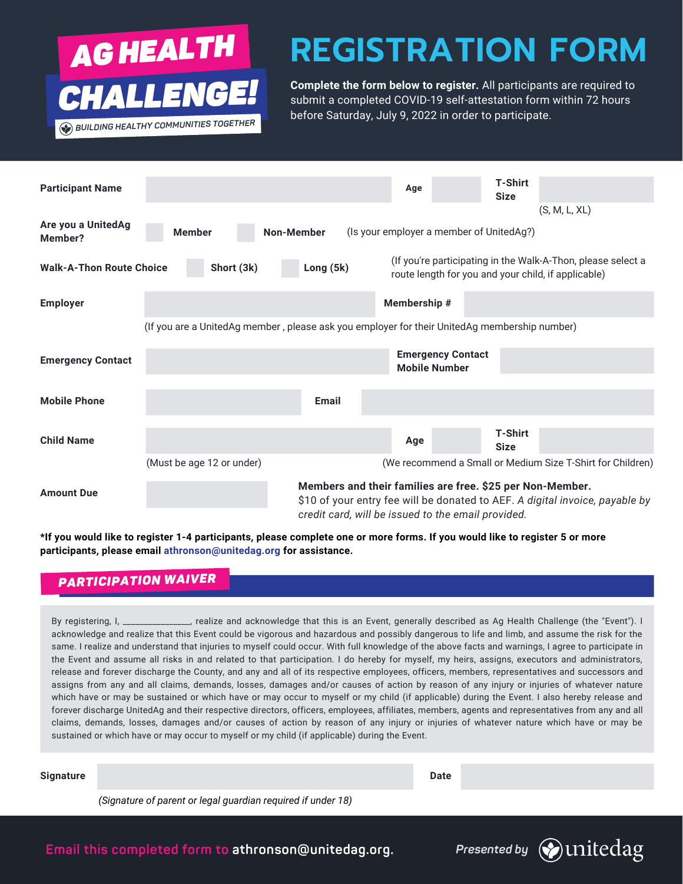# AG HEALTH CHALLENGE!

BUILDING HEALTHY COMMUNITIES TOGETHER

# REGISTRATION FORM

**Complete the form below to register.** All participants are required to submit a completed COVID-19 self-attestation form within 72 hours before Saturday, July 9, 2022 in order to participate.

**Participant Name** _______________ **Age** _____ **T-Shirt Size** _____ (S, M, L, XL)

**Are you a UnitedAg Member?** ☐ **Member** ☐ **Non-Member** (Is your employer a member of UnitedAg?)

**Walk-A-Thon Route Choice** ☐ **Short (3k)** ☐ **Long (5k)** (If you're participating in the Walk-A-Thon, please select a route length for you and your child, if applicable)

**Employer** _______________ **Membership #** _______________

(If you are a UnitedAg member , please ask you employer for their UnitedAg membership number)

**Emergency Contact** _______________ **Emergency Contact Mobile Number** _______________

**Mobile Phone** _______________ **Email** _______________

**Child Name** _______________ **Age** _____ **T-Shirt Size** _____

(Must be age 12 or under) (We recommend a Small or Medium Size T-Shirt for Children)

**Amount Due** _______________

**Members and their families are free. $25 per Non-Member.** $10 of your entry fee will be donated to AEF. *A digital invoice, payable by credit card, will be issued to the email provided.*

***If you would like to register 1-4 participants, please complete one or more forms. If you would like to register 5 or more participants, please email athronson@unitedag.org for assistance.**

## PARTICIPATION WAIVER

By registering, I, _______________, realize and acknowledge that this is an Event, generally described as Ag Health Challenge (the "Event"). I acknowledge and realize that this Event could be vigorous and hazardous and possibly dangerous to life and limb, and assume the risk for the same. I realize and understand that injuries to myself could occur. With full knowledge of the above facts and warnings, I agree to participate in the Event and assume all risks in and related to that participation. I do hereby for myself, my heirs, assigns, executors and administrators, release and forever discharge the County, and any and all of its respective employees, officers, members, representatives and successors and assigns from any and all claims, demands, losses, damages and/or causes of action by reason of any injury or injuries of whatever nature which have or may be sustained or which have or may occur to myself or my child (if applicable) during the Event. I also hereby release and forever discharge UnitedAg and their respective directors, officers, employees, affiliates, members, agents and representatives from any and all claims, demands, losses, damages and/or causes of action by reason of any injury or injuries of whatever nature which have or may be sustained or which have or may occur to myself or my child (if applicable) during the Event.

**Signature** _______________ **Date** _______________

*(Signature of parent or legal guardian required if under 18)*

Email this completed form to **athronson@unitedag.org.**

*Presented by* unitedag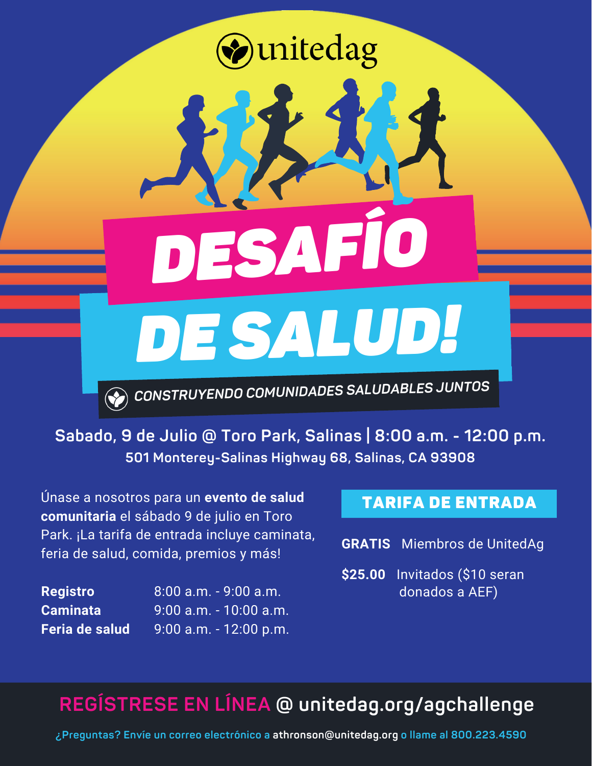# unitedag

# DESAFÍO DE SALUD!

*CONSTRUYENDO COMUNIDADES SALUDABLES JUNTOS*

**Sabado, 9 de Julio @ Toro Park, Salinas | 8:00 a.m. - 12:00 p.m.**

**501 Monterey-Salinas Highway 68, Salinas, CA 93908**

Únase a nosotros para un **evento de salud comunitaria** el sábado 9 de julio en Toro Park. ¡La tarifa de entrada incluye caminata, feria de salud, comida, premios y más!

| | |
|---|---|
| **Registro** | 8:00 a.m. - 9:00 a.m. |
| **Caminata** | 9:00 a.m. - 10:00 a.m. |
| **Feria de salud** | 9:00 a.m. - 12:00 p.m. |

## TARIFA DE ENTRADA

| | |
|---|---|
| **GRATIS** | Miembros de UnitedAg |
| **$25.00** | Invitados ($10 seran donados a AEF) |

**REGÍSTRESE EN LÍNEA @ unitedag.org/agchallenge**

¿Preguntas? Envíe un correo electrónico a athronson@unitedag.org o llame al 800.223.4590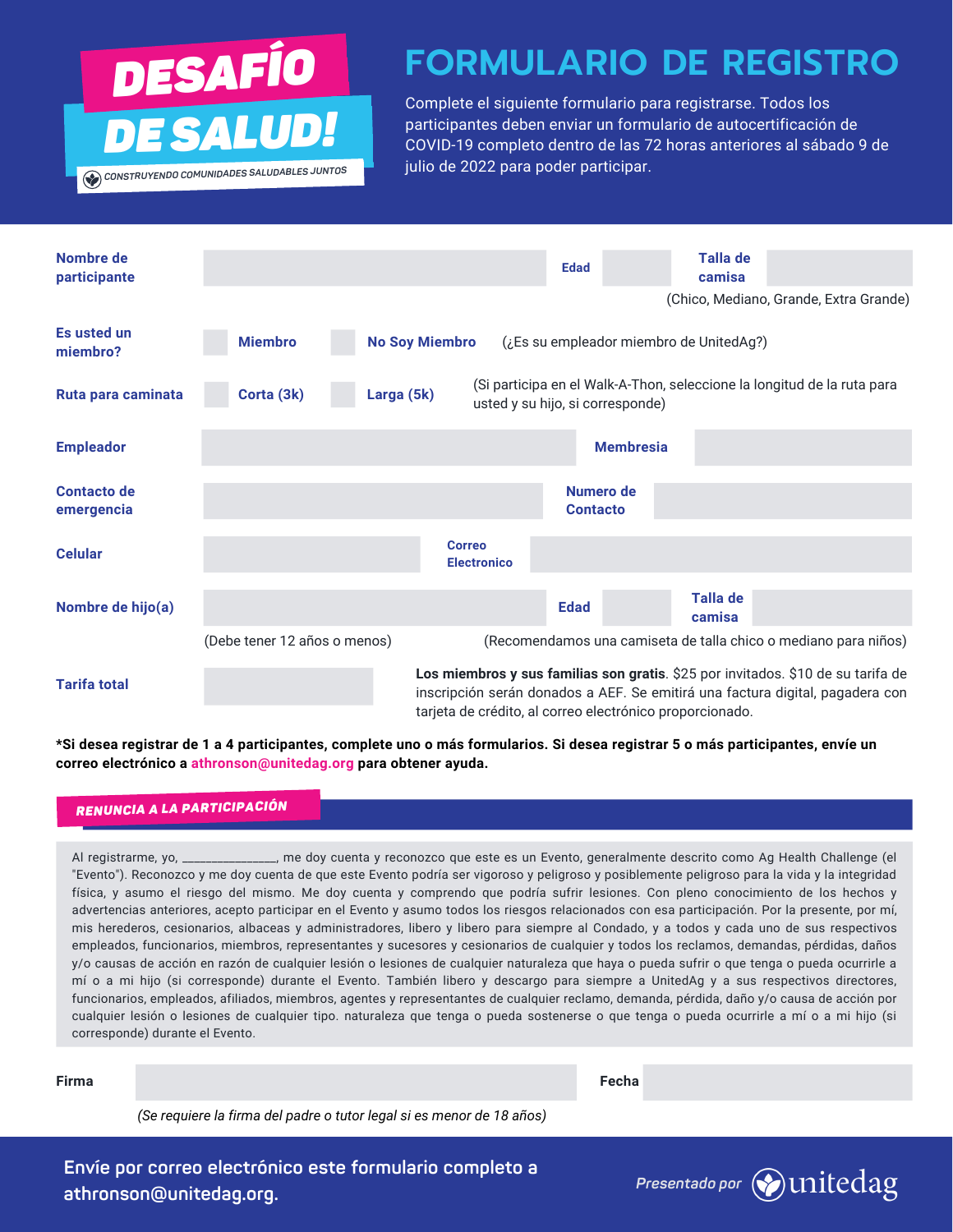# DESAFÍO DE SALUD!

CONSTRUYENDO COMUNIDADES SALUDABLES JUNTOS

# FORMULARIO DE REGISTRO

Complete el siguiente formulario para registrarse. Todos los participantes deben enviar un formulario de autocertificación de COVID-19 completo dentro de las 72 horas anteriores al sábado 9 de julio de 2022 para poder participar.

**Nombre de participante** ______ **Edad** ______ **Talla de camisa** ______
(Chico, Mediano, Grande, Extra Grande)

**Es usted un miembro?** ☐ **Miembro** ☐ **No Soy Miembro** (¿Es su empleador miembro de UnitedAg?)

**Ruta para caminata** ☐ **Corta (3k)** ☐ **Larga (5k)** (Si participa en el Walk-A-Thon, seleccione la longitud de la ruta para usted y su hijo, si corresponde)

**Empleador** ______ **Membresia** ______

**Contacto de emergencia** ______ **Numero de Contacto** ______

**Celular** ______ **Correo Electronico** ______

**Nombre de hijo(a)** ______ **Edad** ______ **Talla de camisa** ______
(Debe tener 12 años o menos) (Recomendamos una camiseta de talla chico o mediano para niños)

**Tarifa total** ______

**Los miembros y sus familias son gratis**. $25 por invitados. $10 de su tarifa de inscripción serán donados a AEF. Se emitirá una factura digital, pagadera con tarjeta de crédito, al correo electrónico proporcionado.

**\*Si desea registrar de 1 a 4 participantes, complete uno o más formularios. Si desea registrar 5 o más participantes, envíe un correo electrónico a athronson@unitedag.org para obtener ayuda.**

## RENUNCIA A LA PARTICIPACIÓN

Al registrarme, yo, _______________, me doy cuenta y reconozco que este es un Evento, generalmente descrito como Ag Health Challenge (el "Evento"). Reconozco y me doy cuenta de que este Evento podría ser vigoroso y peligroso y posiblemente peligroso para la vida y la integridad física, y asumo el riesgo del mismo. Me doy cuenta y comprendo que podría sufrir lesiones. Con pleno conocimiento de los hechos y advertencias anteriores, acepto participar en el Evento y asumo todos los riesgos relacionados con esa participación. Por la presente, por mí, mis herederos, cesionarios, albaceas y administradores, libero y libero para siempre al Condado, y a todos y cada uno de sus respectivos empleados, funcionarios, miembros, representantes y sucesores y cesionarios de cualquier y todos los reclamos, demandas, pérdidas, daños y/o causas de acción en razón de cualquier lesión o lesiones de cualquier naturaleza que haya o pueda sufrir o que tenga o pueda ocurrirle a mí o a mi hijo (si corresponde) durante el Evento. También libero y descargo para siempre a UnitedAg y a sus respectivos directores, funcionarios, empleados, afiliados, miembros, agentes y representantes de cualquier reclamo, demanda, pérdida, daño y/o causa de acción por cualquier lesión o lesiones de cualquier tipo. naturaleza que tenga o pueda sostenerse o que tenga o pueda ocurrirle a mí o a mi hijo (si corresponde) durante el Evento.

**Firma** ______ **Fecha** ______

*(Se requiere la firma del padre o tutor legal si es menor de 18 años)*

**Envíe por correo electrónico este formulario completo a athronson@unitedag.org.**

*Presentado por* unitedag